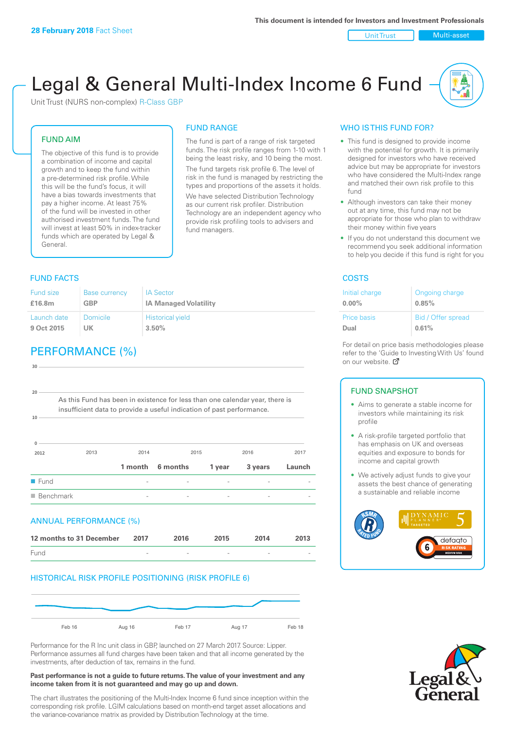**28 February 2018** Fact Sheet

This document is intended for Investors and Investment Professionals

Unit Trust | Multi-asset

# Legal & General Multi-Index Income 6 Fund

Unit Trust (NURS non-complex) R-Class GBP

## FUND AIM

The objective of this fund is to provide a combination of income and capital growth and to keep the fund within a pre-determined risk profile. While this will be the fund's focus, it will have a bias towards investments that pay a higher income. At least 75% of the fund will be invested in other authorised investment funds. The fund will invest at least 50% in index-tracker funds which are operated by Legal & General.

## FUND RANGE

The fund is part of a range of risk targeted funds. The risk profile ranges from 1-10 with 1 being the least risky, and 10 being the most.

The fund targets risk profile 6. The level of risk in the fund is managed by restricting the types and proportions of the assets it holds.

We have selected Distribution Technology as our current risk profiler. Distribution Technology are an independent agency who provide risk profiling tools to advisers and fund managers.

## WHO IS THIS FUND FOR?

- This fund is designed to provide income with the potential for growth. It is primarily designed for investors who have received advice but may be appropriate for investors who have considered the Multi-Index range and matched their own risk profile to this fund
- Although investors can take their money out at any time, this fund may not be appropriate for those who plan to withdraw their money within five years
- If you do not understand this document we recommend you seek additional information to help you decide if this fund is right for you

## FUND FACTS

| Fund size | Base currency | IA Sector |
|---|---|---|
| **£16.8m** | **GBP** | **IA Managed Volatility** |
| Launch date | Domicile | Historical yield |
| **9 Oct 2015** | **UK** | **3.50%** |

## COSTS

| Initial charge | Ongoing charge |
|---|---|
| **0.00%** | **0.85%** |
| Price basis | Bid / Offer spread |
| **Dual** | **0.61%** |

For detail on price basis methodologies please refer to the 'Guide to Investing With Us' found on our website.

## PERFORMANCE (%)

As this Fund has been in existence for less than one calendar year, there is insufficient data to provide a useful indication of past performance.

| | 1 month | 6 months | 1 year | 3 years | Launch |
|---|---|---|---|---|---|
| Fund | - | - | - | - | - |
| Benchmark | - | - | - | - | - |

## ANNUAL PERFORMANCE (%)

| 12 months to 31 December | 2017 | 2016 | 2015 | 2014 | 2013 |
|---|---|---|---|---|---|
| Fund | - | - | - | - | - |

## HISTORICAL RISK PROFILE POSITIONING (RISK PROFILE 6)

Performance for the R Inc unit class in GBP, launched on 27 March 2017. Source: Lipper. Performance assumes all fund charges have been taken and that all income generated by the investments, after deduction of tax, remains in the fund.

**Past performance is not a guide to future returns. The value of your investment and any income taken from it is not guaranteed and may go up and down.**

The chart illustrates the positioning of the Multi-Index Income 6 fund since inception within the corresponding risk profile. LGIM calculations based on month-end target asset allocations and the variance-covariance matrix as provided by Distribution Technology at the time.

## FUND SNAPSHOT

- Aims to generate a stable income for investors while maintaining its risk profile
- A risk-profile targeted portfolio that has emphasis on UK and overseas equities and exposure to bonds for income and capital growth
- We actively adjust funds to give your assets the best chance of generating a sustainable and reliable income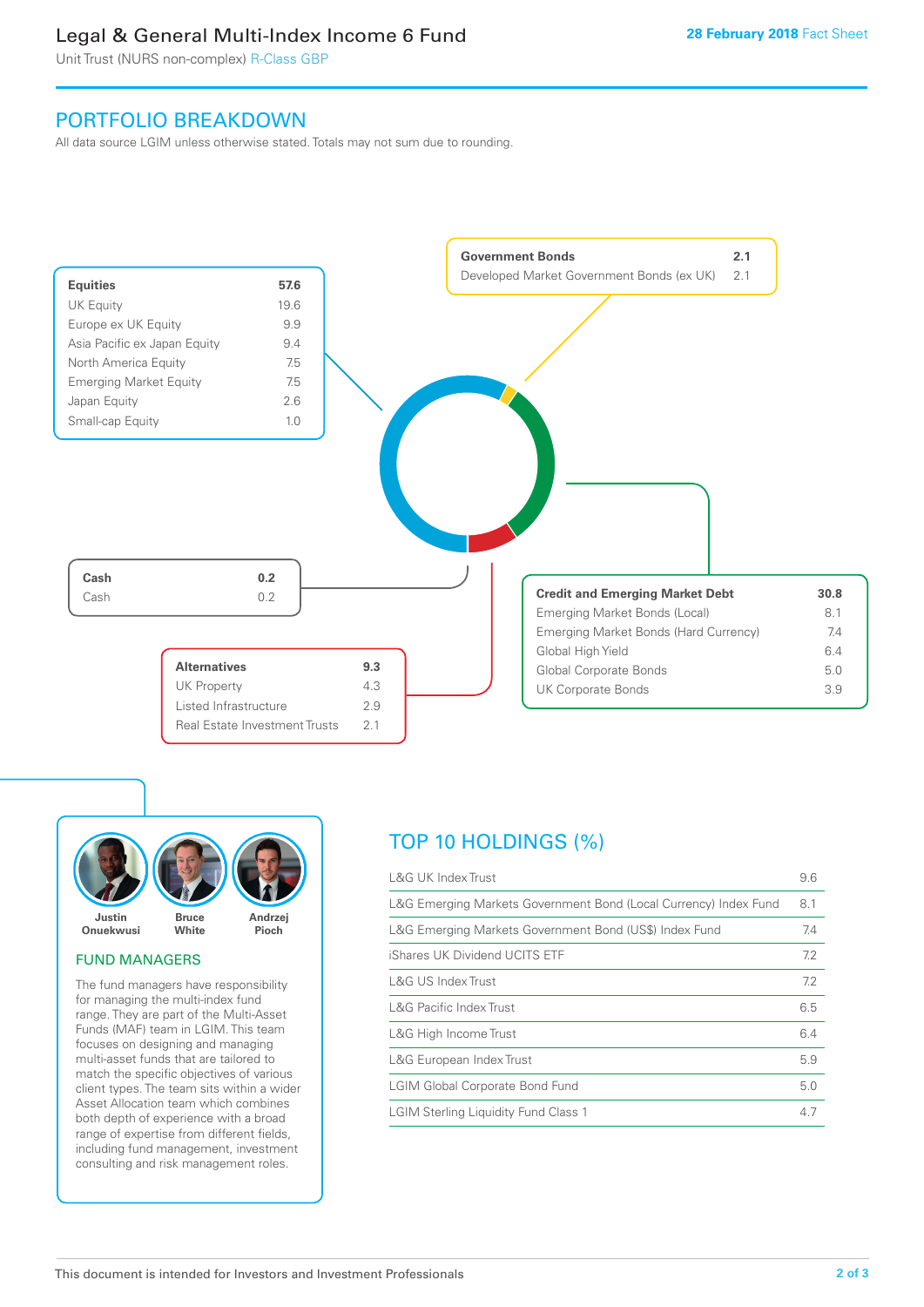# Legal & General Multi-Index Income 6 Fund

Unit Trust (NURS non-complex) R-Class GBP

28 February 2018 Fact Sheet

## PORTFOLIO BREAKDOWN

All data source LGIM unless otherwise stated. Totals may not sum due to rounding.

| Equities | 57.6 |
|---|---|
| UK Equity | 19.6 |
| Europe ex UK Equity | 9.9 |
| Asia Pacific ex Japan Equity | 9.4 |
| North America Equity | 7.5 |
| Emerging Market Equity | 7.5 |
| Japan Equity | 2.6 |
| Small-cap Equity | 1.0 |

| Government Bonds | 2.1 |
|---|---|
| Developed Market Government Bonds (ex UK) | 2.1 |

| Credit and Emerging Market Debt | 30.8 |
|---|---|
| Emerging Market Bonds (Local) | 8.1 |
| Emerging Market Bonds (Hard Currency) | 7.4 |
| Global High Yield | 6.4 |
| Global Corporate Bonds | 5.0 |
| UK Corporate Bonds | 3.9 |

| Alternatives | 9.3 |
|---|---|
| UK Property | 4.3 |
| Listed Infrastructure | 2.9 |
| Real Estate Investment Trusts | 2.1 |

| Cash | 0.2 |
|---|---|
| Cash | 0.2 |

Justin Onuekwusi, Bruce White, Andrzej Pioch

### FUND MANAGERS

The fund managers have responsibility for managing the multi-index fund range. They are part of the Multi-Asset Funds (MAF) team in LGIM. This team focuses on designing and managing multi-asset funds that are tailored to match the specific objectives of various client types. The team sits within a wider Asset Allocation team which combines both depth of experience with a broad range of expertise from different fields, including fund management, investment consulting and risk management roles.

## TOP 10 HOLDINGS (%)

| Holding | % |
|---|---|
| L&G UK Index Trust | 9.6 |
| L&G Emerging Markets Government Bond (Local Currency) Index Fund | 8.1 |
| L&G Emerging Markets Government Bond (US$) Index Fund | 7.4 |
| iShares UK Dividend UCITS ETF | 7.2 |
| L&G US Index Trust | 7.2 |
| L&G Pacific Index Trust | 6.5 |
| L&G High Income Trust | 6.4 |
| L&G European Index Trust | 5.9 |
| LGIM Global Corporate Bond Fund | 5.0 |
| LGIM Sterling Liquidity Fund Class 1 | 4.7 |

This document is intended for Investors and Investment Professionals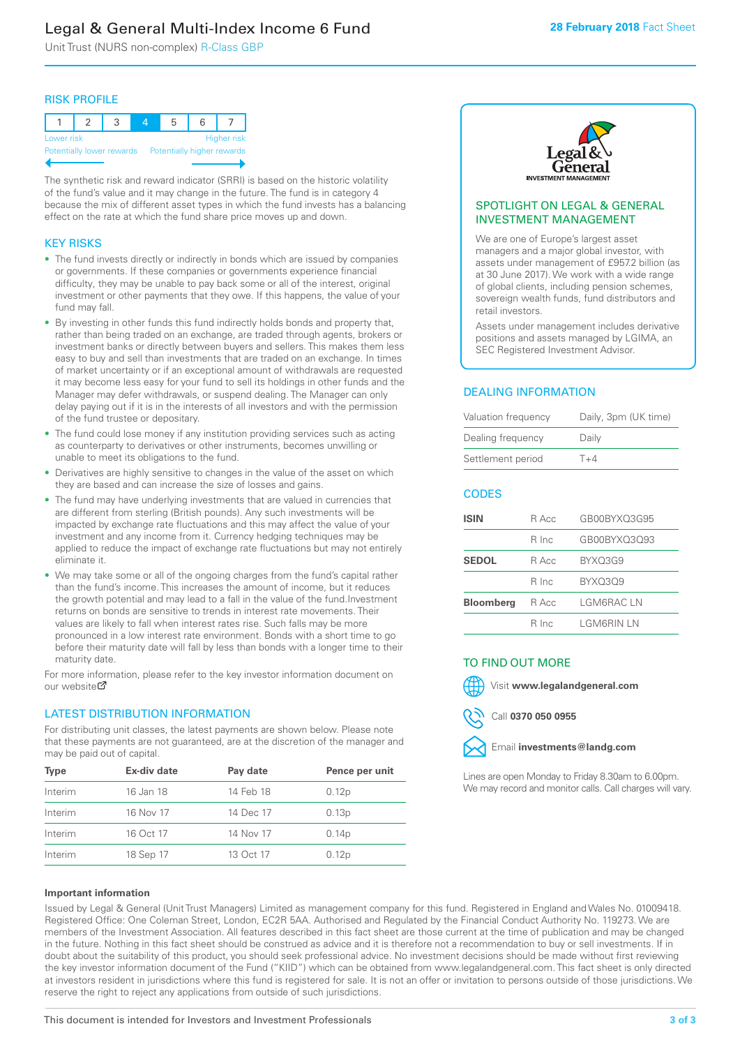# Legal & General Multi-Index Income 6 Fund

Unit Trust (NURS non-complex) R-Class GBP

28 February 2018 Fact Sheet

## RISK PROFILE

| 1 | 2 | 3 | 4 | 5 | 6 | 7 |
|---|---|---|---|---|---|---|

Lower risk — Higher risk

Potentially lower rewards — Potentially higher rewards

The synthetic risk and reward indicator (SRRI) is based on the historic volatility of the fund's value and it may change in the future. The fund is in category 4 because the mix of different asset types in which the fund invests has a balancing effect on the rate at which the fund share price moves up and down.

## KEY RISKS

- The fund invests directly or indirectly in bonds which are issued by companies or governments. If these companies or governments experience financial difficulty, they may be unable to pay back some or all of the interest, original investment or other payments that they owe. If this happens, the value of your fund may fall.
- By investing in other funds this fund indirectly holds bonds and property that, rather than being traded on an exchange, are traded through agents, brokers or investment banks or directly between buyers and sellers. This makes them less easy to buy and sell than investments that are traded on an exchange. In times of market uncertainty or if an exceptional amount of withdrawals are requested it may become less easy for your fund to sell its holdings in other funds and the Manager may defer withdrawals, or suspend dealing. The Manager can only delay paying out if it is in the interests of all investors and with the permission of the fund trustee or depositary.
- The fund could lose money if any institution providing services such as acting as counterparty to derivatives or other instruments, becomes unwilling or unable to meet its obligations to the fund.
- Derivatives are highly sensitive to changes in the value of the asset on which they are based and can increase the size of losses and gains.
- The fund may have underlying investments that are valued in currencies that are different from sterling (British pounds). Any such investments will be impacted by exchange rate fluctuations and this may affect the value of your investment and any income from it. Currency hedging techniques may be applied to reduce the impact of exchange rate fluctuations but may not entirely eliminate it.
- We may take some or all of the ongoing charges from the fund's capital rather than the fund's income. This increases the amount of income, but it reduces the growth potential and may lead to a fall in the value of the fund.Investment returns on bonds are sensitive to trends in interest rate movements. Their values are likely to fall when interest rates rise. Such falls may be more pronounced in a low interest rate environment. Bonds with a short time to go before their maturity date will fall by less than bonds with a longer time to their maturity date.

For more information, please refer to the key investor information document on our website

## LATEST DISTRIBUTION INFORMATION

For distributing unit classes, the latest payments are shown below. Please note that these payments are not guaranteed, are at the discretion of the manager and may be paid out of capital.

| Type | Ex-div date | Pay date | Pence per unit |
|---|---|---|---|
| Interim | 16 Jan 18 | 14 Feb 18 | 0.12p |
| Interim | 16 Nov 17 | 14 Dec 17 | 0.13p |
| Interim | 16 Oct 17 | 14 Nov 17 | 0.14p |
| Interim | 18 Sep 17 | 13 Oct 17 | 0.12p |

## SPOTLIGHT ON LEGAL & GENERAL INVESTMENT MANAGEMENT

We are one of Europe's largest asset managers and a major global investor, with assets under management of £957.2 billion (as at 30 June 2017). We work with a wide range of global clients, including pension schemes, sovereign wealth funds, fund distributors and retail investors.

Assets under management includes derivative positions and assets managed by LGIMA, an SEC Registered Investment Advisor.

## DEALING INFORMATION

| | |
|---|---|
| Valuation frequency | Daily, 3pm (UK time) |
| Dealing frequency | Daily |
| Settlement period | T+4 |

## CODES

| | | |
|---|---|---|
| **ISIN** | R Acc | GB00BYXQ3G95 |
| | R Inc | GB00BYXQ3Q93 |
| **SEDOL** | R Acc | BYXQ3G9 |
| | R Inc | BYXQ3Q9 |
| **Bloomberg** | R Acc | LGM6RAC LN |
| | R Inc | LGM6RIN LN |

## TO FIND OUT MORE

Visit **www.legalandgeneral.com**

Call **0370 050 0955**

Email **investments@landg.com**

Lines are open Monday to Friday 8.30am to 6.00pm. We may record and monitor calls. Call charges will vary.

### Important information

Issued by Legal & General (Unit Trust Managers) Limited as management company for this fund. Registered in England and Wales No. 01009418. Registered Office: One Coleman Street, London, EC2R 5AA. Authorised and Regulated by the Financial Conduct Authority No. 119273. We are members of the Investment Association. All features described in this fact sheet are those current at the time of publication and may be changed in the future. Nothing in this fact sheet should be construed as advice and it is therefore not a recommendation to buy or sell investments. If in doubt about the suitability of this product, you should seek professional advice. No investment decisions should be made without first reviewing the key investor information document of the Fund ("KIID") which can be obtained from www.legalandgeneral.com. This fact sheet is only directed at investors resident in jurisdictions where this fund is registered for sale. It is not an offer or invitation to persons outside of those jurisdictions. We reserve the right to reject any applications from outside of such jurisdictions.

This document is intended for Investors and Investment Professionals